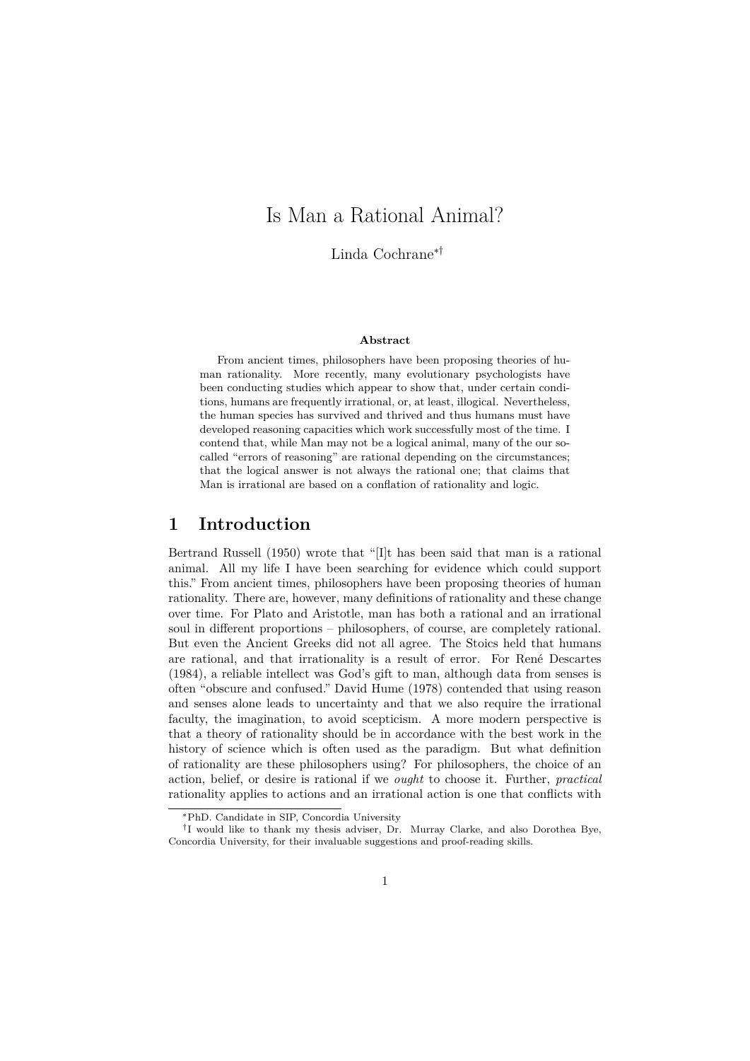# Is Man a Rational Animal?

Linda Cochrane[*†]

**Abstract**

From ancient times, philosophers have been proposing theories of human rationality. More recently, many evolutionary psychologists have been conducting studies which appear to show that, under certain conditions, humans are frequently irrational, or, at least, illogical. Nevertheless, the human species has survived and thrived and thus humans must have developed reasoning capacities which work successfully most of the time. I contend that, while Man may not be a logical animal, many of the our so-called "errors of reasoning" are rational depending on the circumstances; that the logical answer is not always the rational one; that claims that Man is irrational are based on a conflation of rationality and logic.

## 1 Introduction

Bertrand Russell (1950) wrote that "[I]t has been said that man is a rational animal. All my life I have been searching for evidence which could support this." From ancient times, philosophers have been proposing theories of human rationality. There are, however, many definitions of rationality and these change over time. For Plato and Aristotle, man has both a rational and an irrational soul in different proportions – philosophers, of course, are completely rational. But even the Ancient Greeks did not all agree. The Stoics held that humans are rational, and that irrationality is a result of error. For René Descartes (1984), a reliable intellect was God's gift to man, although data from senses is often "obscure and confused." David Hume (1978) contended that using reason and senses alone leads to uncertainty and that we also require the irrational faculty, the imagination, to avoid scepticism. A more modern perspective is that a theory of rationality should be in accordance with the best work in the history of science which is often used as the paradigm. But what definition of rationality are these philosophers using? For philosophers, the choice of an action, belief, or desire is rational if we *ought* to choose it. Further, *practical* rationality applies to actions and an irrational action is one that conflicts with

---

[*] PhD. Candidate in SIP, Concordia University

[†] I would like to thank my thesis adviser, Dr. Murray Clarke, and also Dorothea Bye, Concordia University, for their invaluable suggestions and proof-reading skills.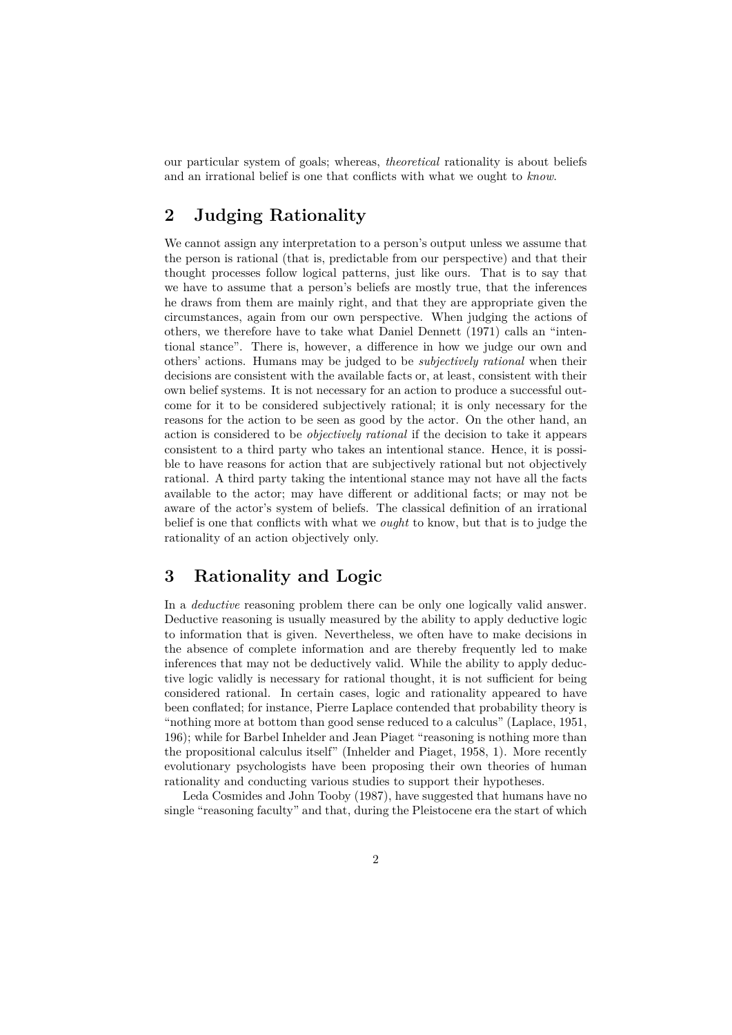our particular system of goals; whereas, *theoretical* rationality is about beliefs and an irrational belief is one that conflicts with what we ought to *know*.

## 2 Judging Rationality

We cannot assign any interpretation to a person's output unless we assume that the person is rational (that is, predictable from our perspective) and that their thought processes follow logical patterns, just like ours. That is to say that we have to assume that a person's beliefs are mostly true, that the inferences he draws from them are mainly right, and that they are appropriate given the circumstances, again from our own perspective. When judging the actions of others, we therefore have to take what Daniel Dennett (1971) calls an "intentional stance". There is, however, a difference in how we judge our own and others' actions. Humans may be judged to be *subjectively rational* when their decisions are consistent with the available facts or, at least, consistent with their own belief systems. It is not necessary for an action to produce a successful outcome for it to be considered subjectively rational; it is only necessary for the reasons for the action to be seen as good by the actor. On the other hand, an action is considered to be *objectively rational* if the decision to take it appears consistent to a third party who takes an intentional stance. Hence, it is possible to have reasons for action that are subjectively rational but not objectively rational. A third party taking the intentional stance may not have all the facts available to the actor; may have different or additional facts; or may not be aware of the actor's system of beliefs. The classical definition of an irrational belief is one that conflicts with what we *ought* to know, but that is to judge the rationality of an action objectively only.

## 3 Rationality and Logic

In a *deductive* reasoning problem there can be only one logically valid answer. Deductive reasoning is usually measured by the ability to apply deductive logic to information that is given. Nevertheless, we often have to make decisions in the absence of complete information and are thereby frequently led to make inferences that may not be deductively valid. While the ability to apply deductive logic validly is necessary for rational thought, it is not sufficient for being considered rational. In certain cases, logic and rationality appeared to have been conflated; for instance, Pierre Laplace contended that probability theory is "nothing more at bottom than good sense reduced to a calculus" (Laplace, 1951, 196); while for Barbel Inhelder and Jean Piaget "reasoning is nothing more than the propositional calculus itself" (Inhelder and Piaget, 1958, 1). More recently evolutionary psychologists have been proposing their own theories of human rationality and conducting various studies to support their hypotheses.

Leda Cosmides and John Tooby (1987), have suggested that humans have no single "reasoning faculty" and that, during the Pleistocene era the start of which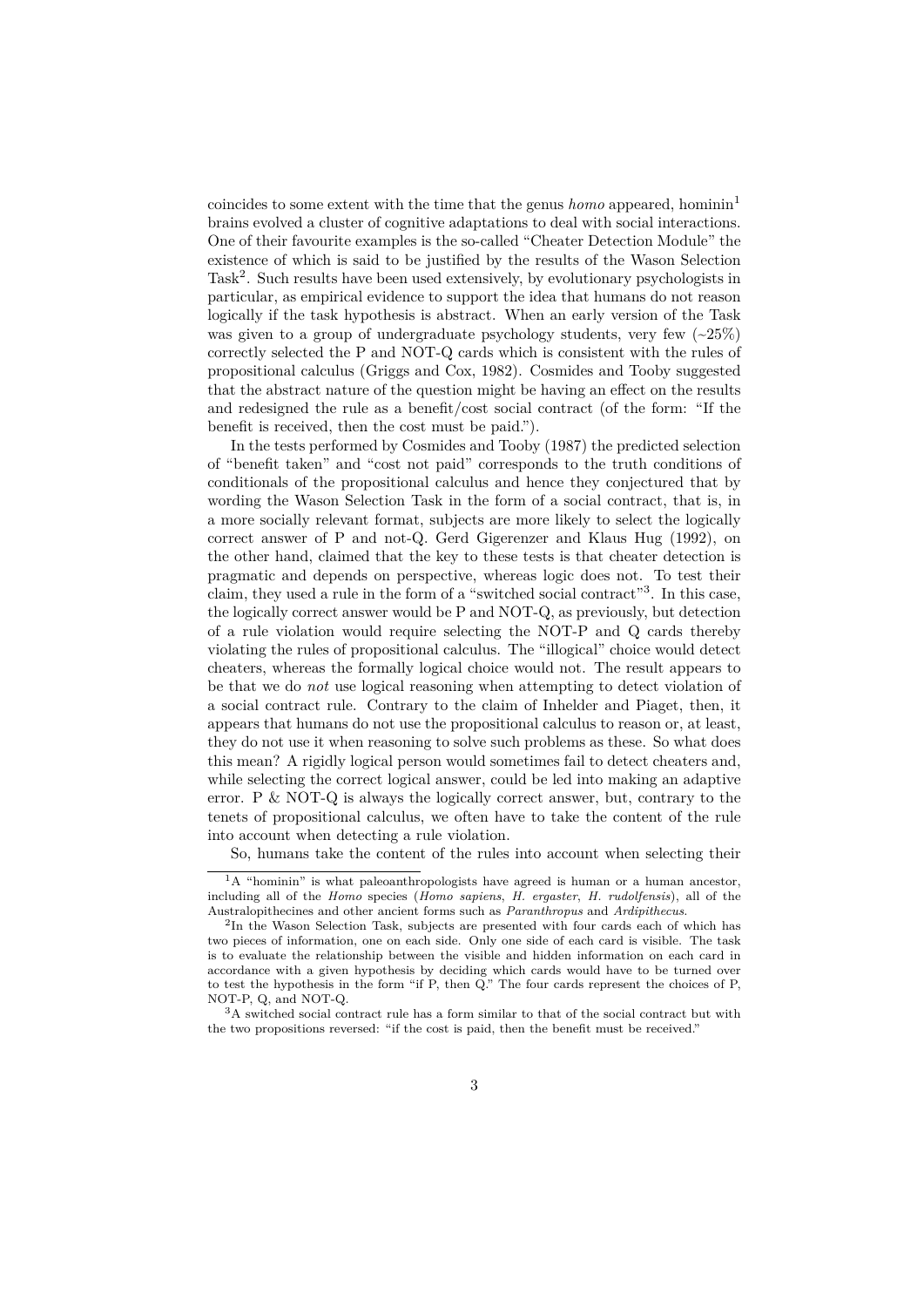coincides to some extent with the time that the genus *homo* appeared, hominin[1] brains evolved a cluster of cognitive adaptations to deal with social interactions. One of their favourite examples is the so-called "Cheater Detection Module" the existence of which is said to be justified by the results of the Wason Selection Task[2]. Such results have been used extensively, by evolutionary psychologists in particular, as empirical evidence to support the idea that humans do not reason logically if the task hypothesis is abstract. When an early version of the Task was given to a group of undergraduate psychology students, very few (~25%) correctly selected the P and NOT-Q cards which is consistent with the rules of propositional calculus (Griggs and Cox, 1982). Cosmides and Tooby suggested that the abstract nature of the question might be having an effect on the results and redesigned the rule as a benefit/cost social contract (of the form: "If the benefit is received, then the cost must be paid.").

In the tests performed by Cosmides and Tooby (1987) the predicted selection of "benefit taken" and "cost not paid" corresponds to the truth conditions of conditionals of the propositional calculus and hence they conjectured that by wording the Wason Selection Task in the form of a social contract, that is, in a more socially relevant format, subjects are more likely to select the logically correct answer of P and not-Q. Gerd Gigerenzer and Klaus Hug (1992), on the other hand, claimed that the key to these tests is that cheater detection is pragmatic and depends on perspective, whereas logic does not. To test their claim, they used a rule in the form of a "switched social contract"[3]. In this case, the logically correct answer would be P and NOT-Q, as previously, but detection of a rule violation would require selecting the NOT-P and Q cards thereby violating the rules of propositional calculus. The "illogical" choice would detect cheaters, whereas the formally logical choice would not. The result appears to be that we do *not* use logical reasoning when attempting to detect violation of a social contract rule. Contrary to the claim of Inhelder and Piaget, then, it appears that humans do not use the propositional calculus to reason or, at least, they do not use it when reasoning to solve such problems as these. So what does this mean? A rigidly logical person would sometimes fail to detect cheaters and, while selecting the correct logical answer, could be led into making an adaptive error. P & NOT-Q is always the logically correct answer, but, contrary to the tenets of propositional calculus, we often have to take the content of the rule into account when detecting a rule violation.

So, humans take the content of the rules into account when selecting their

---

[1] A "hominin" is what paleoanthropologists have agreed is human or a human ancestor, including all of the *Homo* species (*Homo sapiens*, *H. ergaster*, *H. rudolfensis*), all of the Australopithecines and other ancient forms such as *Paranthropus* and *Ardipithecus*.

[2] In the Wason Selection Task, subjects are presented with four cards each of which has two pieces of information, one on each side. Only one side of each card is visible. The task is to evaluate the relationship between the visible and hidden information on each card in accordance with a given hypothesis by deciding which cards would have to be turned over to test the hypothesis in the form "if P, then Q." The four cards represent the choices of P, NOT-P, Q, and NOT-Q.

[3] A switched social contract rule has a form similar to that of the social contract but with the two propositions reversed: "if the cost is paid, then the benefit must be received."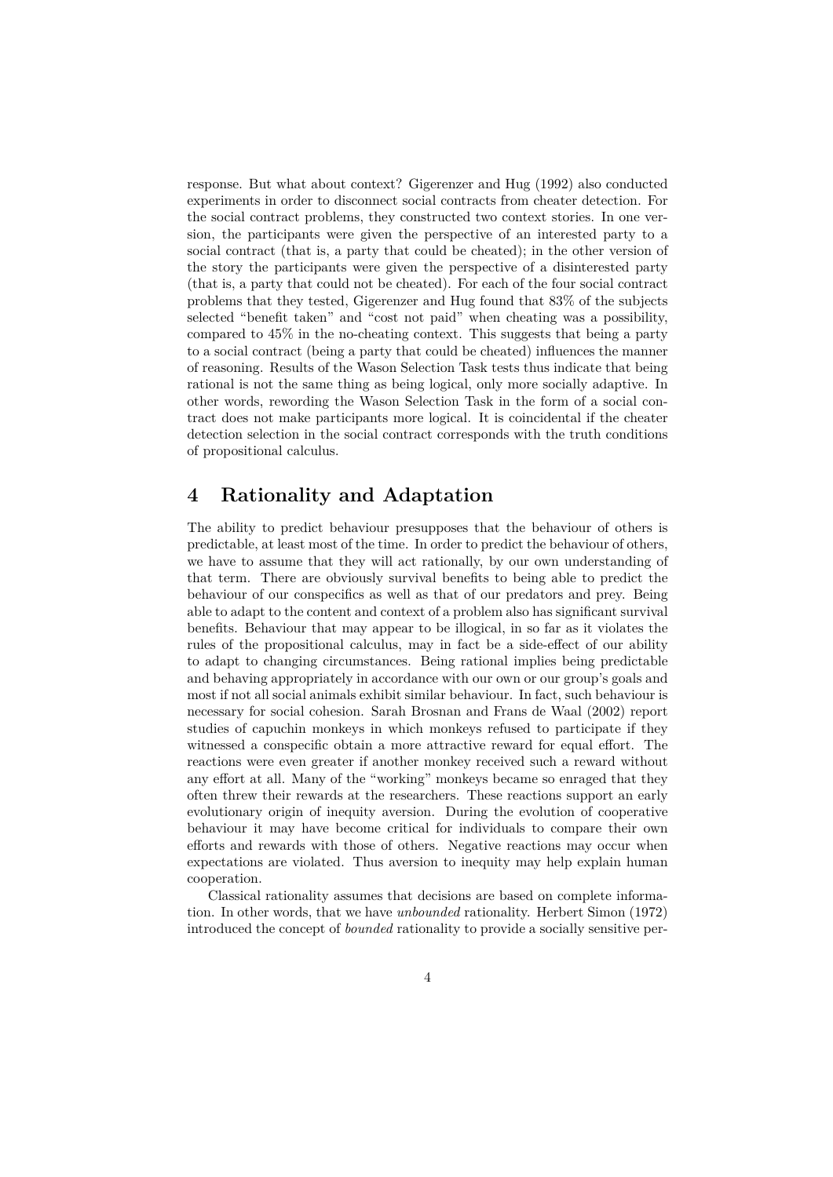response. But what about context? Gigerenzer and Hug (1992) also conducted experiments in order to disconnect social contracts from cheater detection. For the social contract problems, they constructed two context stories. In one version, the participants were given the perspective of an interested party to a social contract (that is, a party that could be cheated); in the other version of the story the participants were given the perspective of a disinterested party (that is, a party that could not be cheated). For each of the four social contract problems that they tested, Gigerenzer and Hug found that 83% of the subjects selected "benefit taken" and "cost not paid" when cheating was a possibility, compared to 45% in the no-cheating context. This suggests that being a party to a social contract (being a party that could be cheated) influences the manner of reasoning. Results of the Wason Selection Task tests thus indicate that being rational is not the same thing as being logical, only more socially adaptive. In other words, rewording the Wason Selection Task in the form of a social contract does not make participants more logical. It is coincidental if the cheater detection selection in the social contract corresponds with the truth conditions of propositional calculus.

## 4 Rationality and Adaptation

The ability to predict behaviour presupposes that the behaviour of others is predictable, at least most of the time. In order to predict the behaviour of others, we have to assume that they will act rationally, by our own understanding of that term. There are obviously survival benefits to being able to predict the behaviour of our conspecifics as well as that of our predators and prey. Being able to adapt to the content and context of a problem also has significant survival benefits. Behaviour that may appear to be illogical, in so far as it violates the rules of the propositional calculus, may in fact be a side-effect of our ability to adapt to changing circumstances. Being rational implies being predictable and behaving appropriately in accordance with our own or our group's goals and most if not all social animals exhibit similar behaviour. In fact, such behaviour is necessary for social cohesion. Sarah Brosnan and Frans de Waal (2002) report studies of capuchin monkeys in which monkeys refused to participate if they witnessed a conspecific obtain a more attractive reward for equal effort. The reactions were even greater if another monkey received such a reward without any effort at all. Many of the "working" monkeys became so enraged that they often threw their rewards at the researchers. These reactions support an early evolutionary origin of inequity aversion. During the evolution of cooperative behaviour it may have become critical for individuals to compare their own efforts and rewards with those of others. Negative reactions may occur when expectations are violated. Thus aversion to inequity may help explain human cooperation.

Classical rationality assumes that decisions are based on complete information. In other words, that we have *unbounded* rationality. Herbert Simon (1972) introduced the concept of *bounded* rationality to provide a socially sensitive per-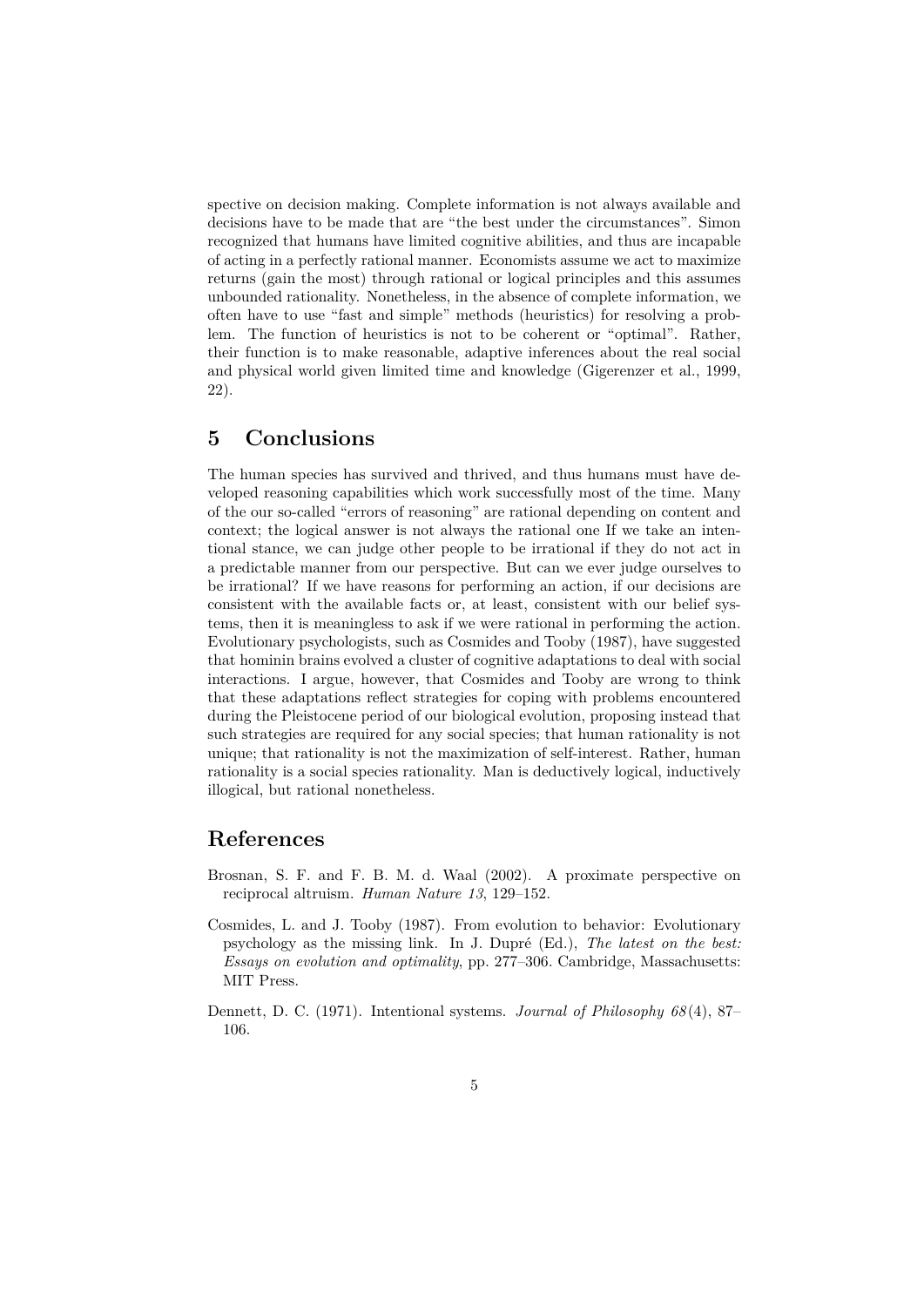spective on decision making. Complete information is not always available and decisions have to be made that are "the best under the circumstances". Simon recognized that humans have limited cognitive abilities, and thus are incapable of acting in a perfectly rational manner. Economists assume we act to maximize returns (gain the most) through rational or logical principles and this assumes unbounded rationality. Nonetheless, in the absence of complete information, we often have to use "fast and simple" methods (heuristics) for resolving a problem. The function of heuristics is not to be coherent or "optimal". Rather, their function is to make reasonable, adaptive inferences about the real social and physical world given limited time and knowledge (Gigerenzer et al., 1999, 22).

## 5 Conclusions

The human species has survived and thrived, and thus humans must have developed reasoning capabilities which work successfully most of the time. Many of the our so-called "errors of reasoning" are rational depending on content and context; the logical answer is not always the rational one If we take an intentional stance, we can judge other people to be irrational if they do not act in a predictable manner from our perspective. But can we ever judge ourselves to be irrational? If we have reasons for performing an action, if our decisions are consistent with the available facts or, at least, consistent with our belief systems, then it is meaningless to ask if we were rational in performing the action. Evolutionary psychologists, such as Cosmides and Tooby (1987), have suggested that hominin brains evolved a cluster of cognitive adaptations to deal with social interactions. I argue, however, that Cosmides and Tooby are wrong to think that these adaptations reflect strategies for coping with problems encountered during the Pleistocene period of our biological evolution, proposing instead that such strategies are required for any social species; that human rationality is not unique; that rationality is not the maximization of self-interest. Rather, human rationality is a social species rationality. Man is deductively logical, inductively illogical, but rational nonetheless.

## References

Brosnan, S. F. and F. B. M. d. Waal (2002). A proximate perspective on reciprocal altruism. *Human Nature 13*, 129–152.

Cosmides, L. and J. Tooby (1987). From evolution to behavior: Evolutionary psychology as the missing link. In J. Dupré (Ed.), *The latest on the best: Essays on evolution and optimality*, pp. 277–306. Cambridge, Massachusetts: MIT Press.

Dennett, D. C. (1971). Intentional systems. *Journal of Philosophy 68*(4), 87–106.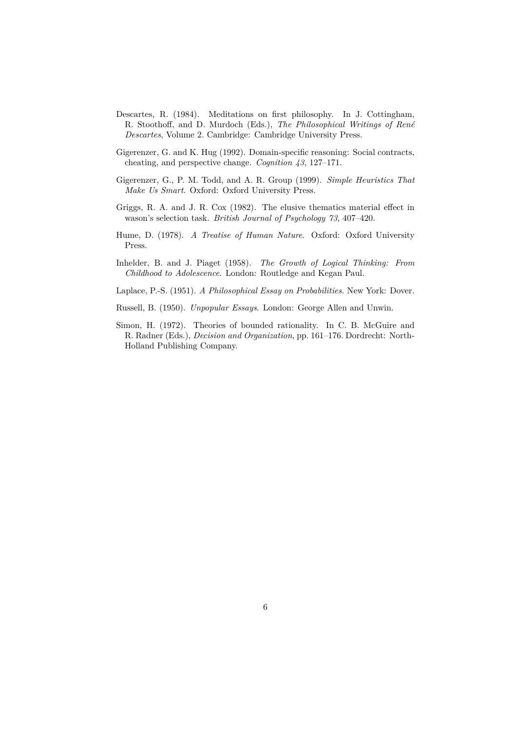Descartes, R. (1984). Meditations on first philosophy. In J. Cottingham, R. Stoothoff, and D. Murdoch (Eds.), *The Philosophical Writings of René Descartes*, Volume 2. Cambridge: Cambridge University Press.

Gigerenzer, G. and K. Hug (1992). Domain-specific reasoning: Social contracts, cheating, and perspective change. *Cognition 43*, 127–171.

Gigerenzer, G., P. M. Todd, and A. R. Group (1999). *Simple Heuristics That Make Us Smart*. Oxford: Oxford University Press.

Griggs, R. A. and J. R. Cox (1982). The elusive thematics material effect in wason's selection task. *British Journal of Psychology 73*, 407–420.

Hume, D. (1978). *A Treatise of Human Nature*. Oxford: Oxford University Press.

Inhelder, B. and J. Piaget (1958). *The Growth of Logical Thinking: From Childhood to Adolescence*. London: Routledge and Kegan Paul.

Laplace, P.-S. (1951). *A Philosophical Essay on Probabilities*. New York: Dover.

Russell, B. (1950). *Unpopular Essays*. London: George Allen and Unwin.

Simon, H. (1972). Theories of bounded rationality. In C. B. McGuire and R. Radner (Eds.), *Decision and Organization*, pp. 161–176. Dordrecht: North-Holland Publishing Company.